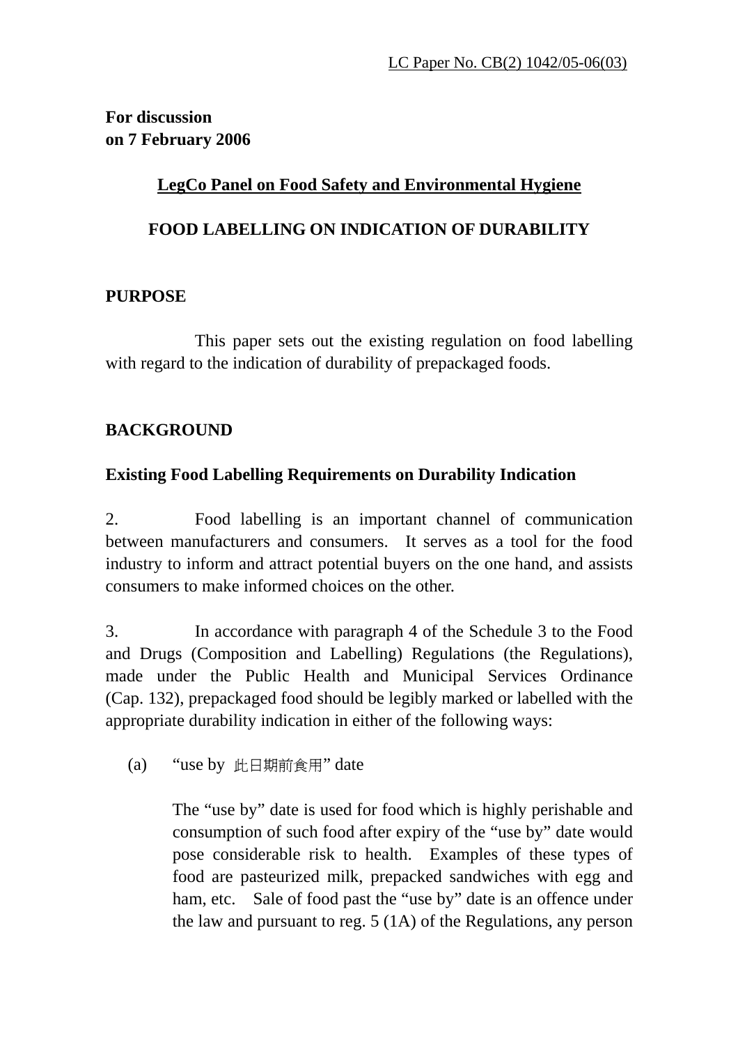LC Paper No. CB(2) 1042/05-06(03)

**For discussion**
**on 7 February 2006**

**LegCo Panel on Food Safety and Environmental Hygiene**

# FOOD LABELLING ON INDICATION OF DURABILITY

## PURPOSE

This paper sets out the existing regulation on food labelling with regard to the indication of durability of prepackaged foods.

## BACKGROUND

### Existing Food Labelling Requirements on Durability Indication

2. Food labelling is an important channel of communication between manufacturers and consumers. It serves as a tool for the food industry to inform and attract potential buyers on the one hand, and assists consumers to make informed choices on the other.

3. In accordance with paragraph 4 of the Schedule 3 to the Food and Drugs (Composition and Labelling) Regulations (the Regulations), made under the Public Health and Municipal Services Ordinance (Cap. 132), prepackaged food should be legibly marked or labelled with the appropriate durability indication in either of the following ways:

(a) "use by 此日期前食用" date

The "use by" date is used for food which is highly perishable and consumption of such food after expiry of the "use by" date would pose considerable risk to health. Examples of these types of food are pasteurized milk, prepacked sandwiches with egg and ham, etc. Sale of food past the "use by" date is an offence under the law and pursuant to reg. 5 (1A) of the Regulations, any person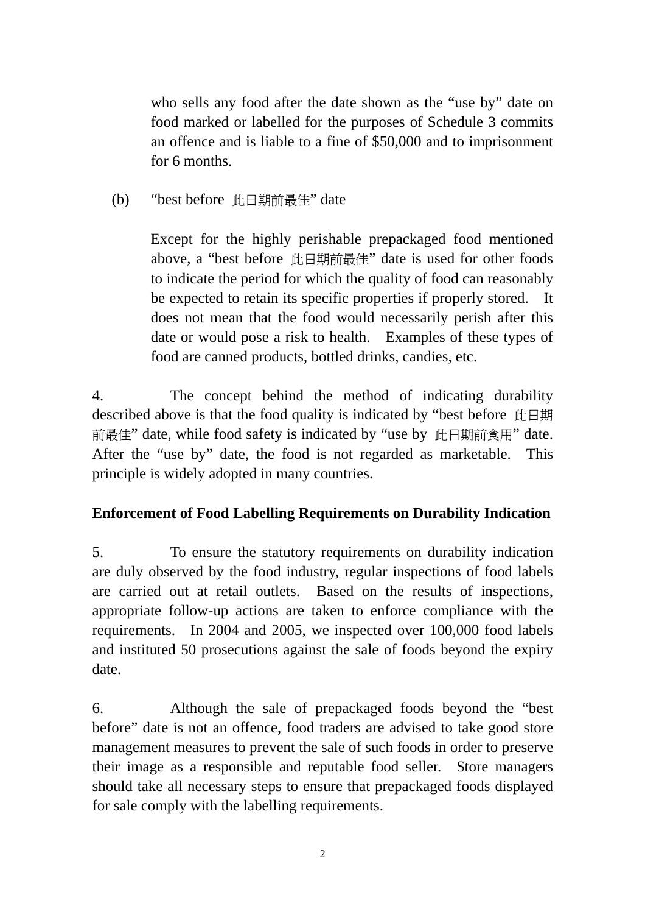who sells any food after the date shown as the "use by" date on food marked or labelled for the purposes of Schedule 3 commits an offence and is liable to a fine of $50,000 and to imprisonment for 6 months.

(b) "best before 此日期前最佳" date

Except for the highly perishable prepackaged food mentioned above, a "best before 此日期前最佳" date is used for other foods to indicate the period for which the quality of food can reasonably be expected to retain its specific properties if properly stored. It does not mean that the food would necessarily perish after this date or would pose a risk to health. Examples of these types of food are canned products, bottled drinks, candies, etc.

4. The concept behind the method of indicating durability described above is that the food quality is indicated by "best before 此日期前最佳" date, while food safety is indicated by "use by 此日期前食用" date. After the "use by" date, the food is not regarded as marketable. This principle is widely adopted in many countries.

**Enforcement of Food Labelling Requirements on Durability Indication**

5. To ensure the statutory requirements on durability indication are duly observed by the food industry, regular inspections of food labels are carried out at retail outlets. Based on the results of inspections, appropriate follow-up actions are taken to enforce compliance with the requirements. In 2004 and 2005, we inspected over 100,000 food labels and instituted 50 prosecutions against the sale of foods beyond the expiry date.

6. Although the sale of prepackaged foods beyond the "best before" date is not an offence, food traders are advised to take good store management measures to prevent the sale of such foods in order to preserve their image as a responsible and reputable food seller. Store managers should take all necessary steps to ensure that prepackaged foods displayed for sale comply with the labelling requirements.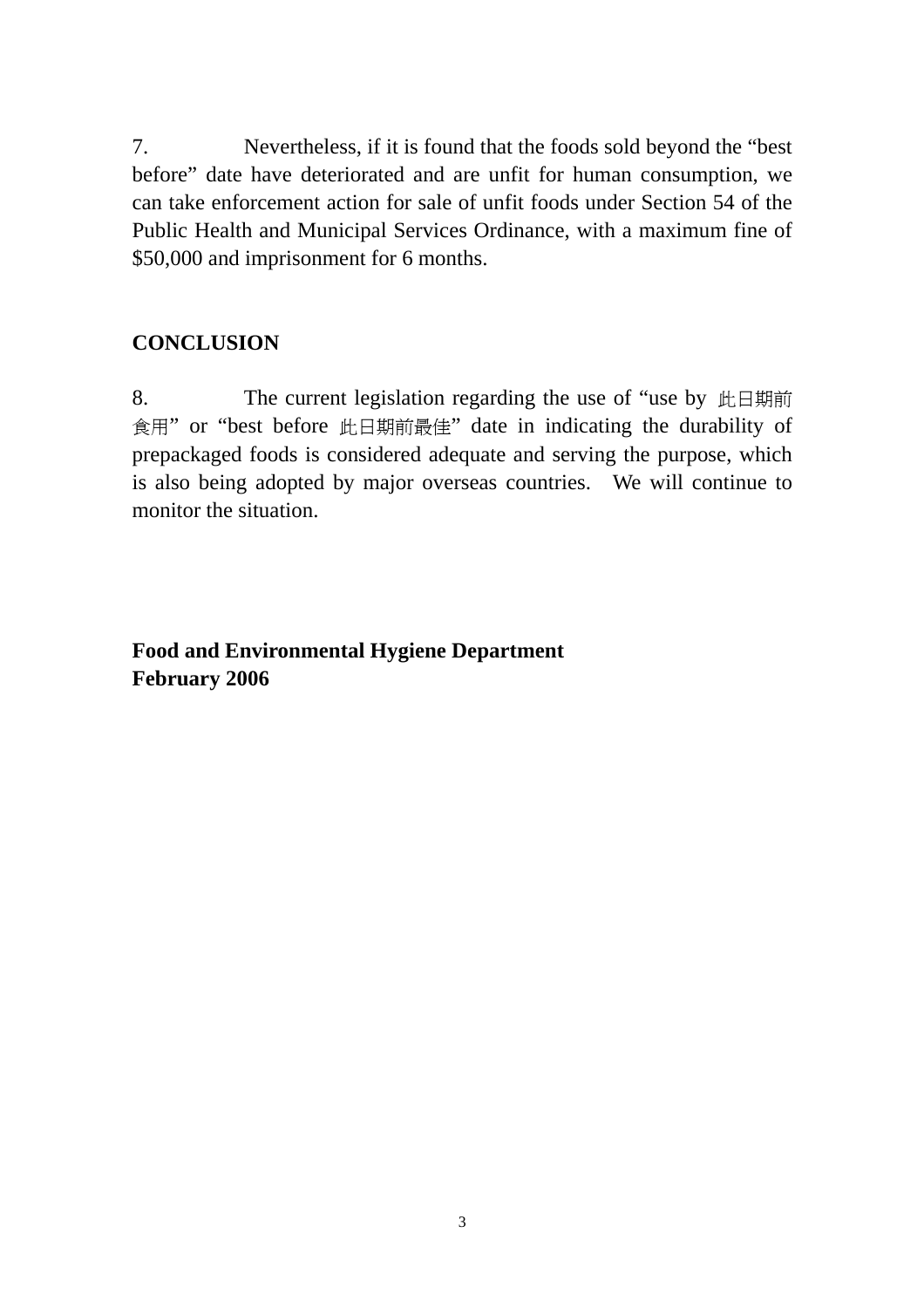7. Nevertheless, if it is found that the foods sold beyond the "best before" date have deteriorated and are unfit for human consumption, we can take enforcement action for sale of unfit foods under Section 54 of the Public Health and Municipal Services Ordinance, with a maximum fine of $50,000 and imprisonment for 6 months.

**CONCLUSION**

8. The current legislation regarding the use of "use by 此日期前食用" or "best before 此日期前最佳" date in indicating the durability of prepackaged foods is considered adequate and serving the purpose, which is also being adopted by major overseas countries. We will continue to monitor the situation.

**Food and Environmental Hygiene Department**
**February 2006**